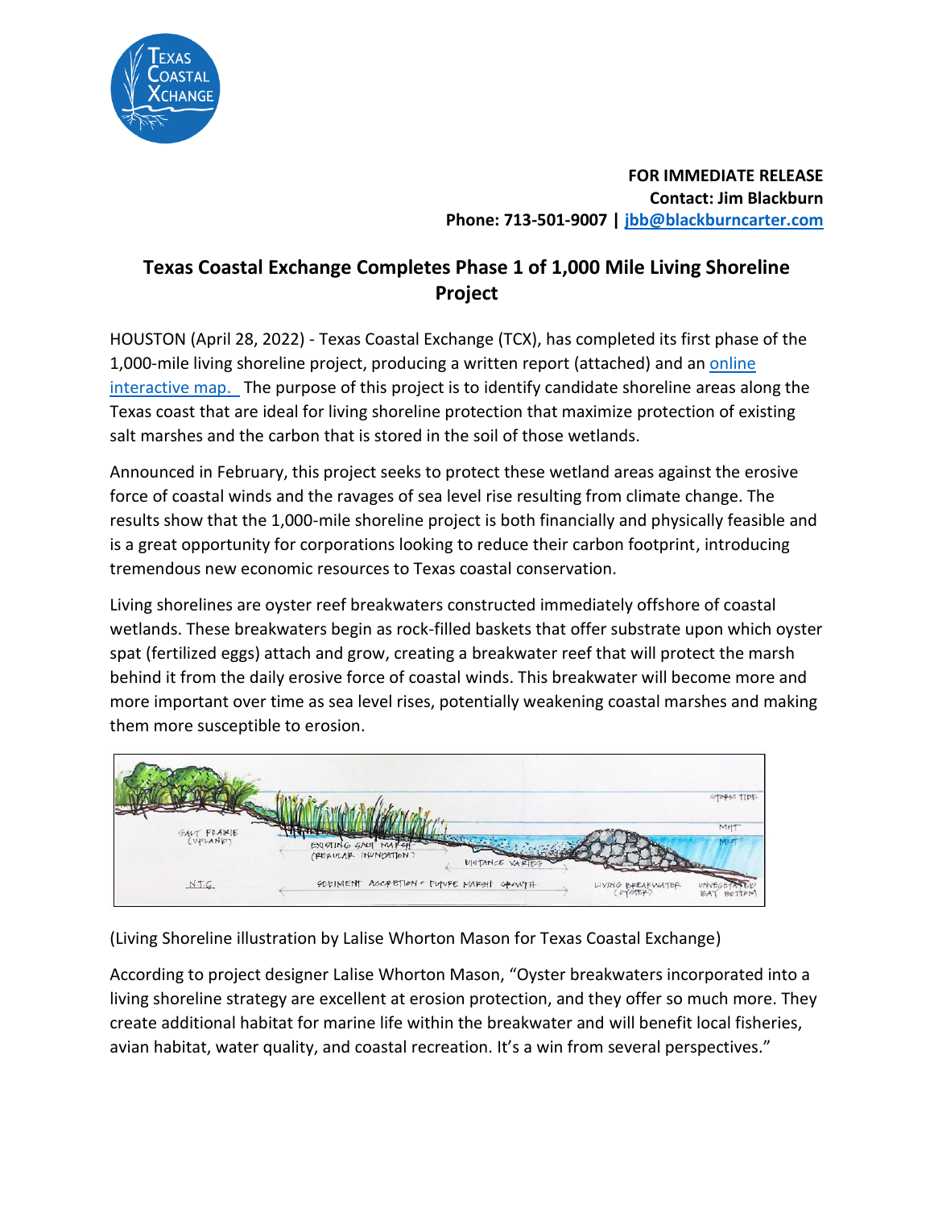**FOR IMMEDIATE RELEASE**
**Contact: Jim Blackburn**
**Phone: 713-501-9007 | jbb@blackburncarter.com**

# Texas Coastal Exchange Completes Phase 1 of 1,000 Mile Living Shoreline Project

HOUSTON (April 28, 2022) - Texas Coastal Exchange (TCX), has completed its first phase of the 1,000-mile living shoreline project, producing a written report (attached) and an online interactive map. The purpose of this project is to identify candidate shoreline areas along the Texas coast that are ideal for living shoreline protection that maximize protection of existing salt marshes and the carbon that is stored in the soil of those wetlands.

Announced in February, this project seeks to protect these wetland areas against the erosive force of coastal winds and the ravages of sea level rise resulting from climate change. The results show that the 1,000-mile shoreline project is both financially and physically feasible and is a great opportunity for corporations looking to reduce their carbon footprint, introducing tremendous new economic resources to Texas coastal conservation.

Living shorelines are oyster reef breakwaters constructed immediately offshore of coastal wetlands. These breakwaters begin as rock-filled baskets that offer substrate upon which oyster spat (fertilized eggs) attach and grow, creating a breakwater reef that will protect the marsh behind it from the daily erosive force of coastal winds. This breakwater will become more and more important over time as sea level rises, potentially weakening coastal marshes and making them more susceptible to erosion.

(Living Shoreline illustration by Lalise Whorton Mason for Texas Coastal Exchange)

According to project designer Lalise Whorton Mason, "Oyster breakwaters incorporated into a living shoreline strategy are excellent at erosion protection, and they offer so much more. They create additional habitat for marine life within the breakwater and will benefit local fisheries, avian habitat, water quality, and coastal recreation. It's a win from several perspectives."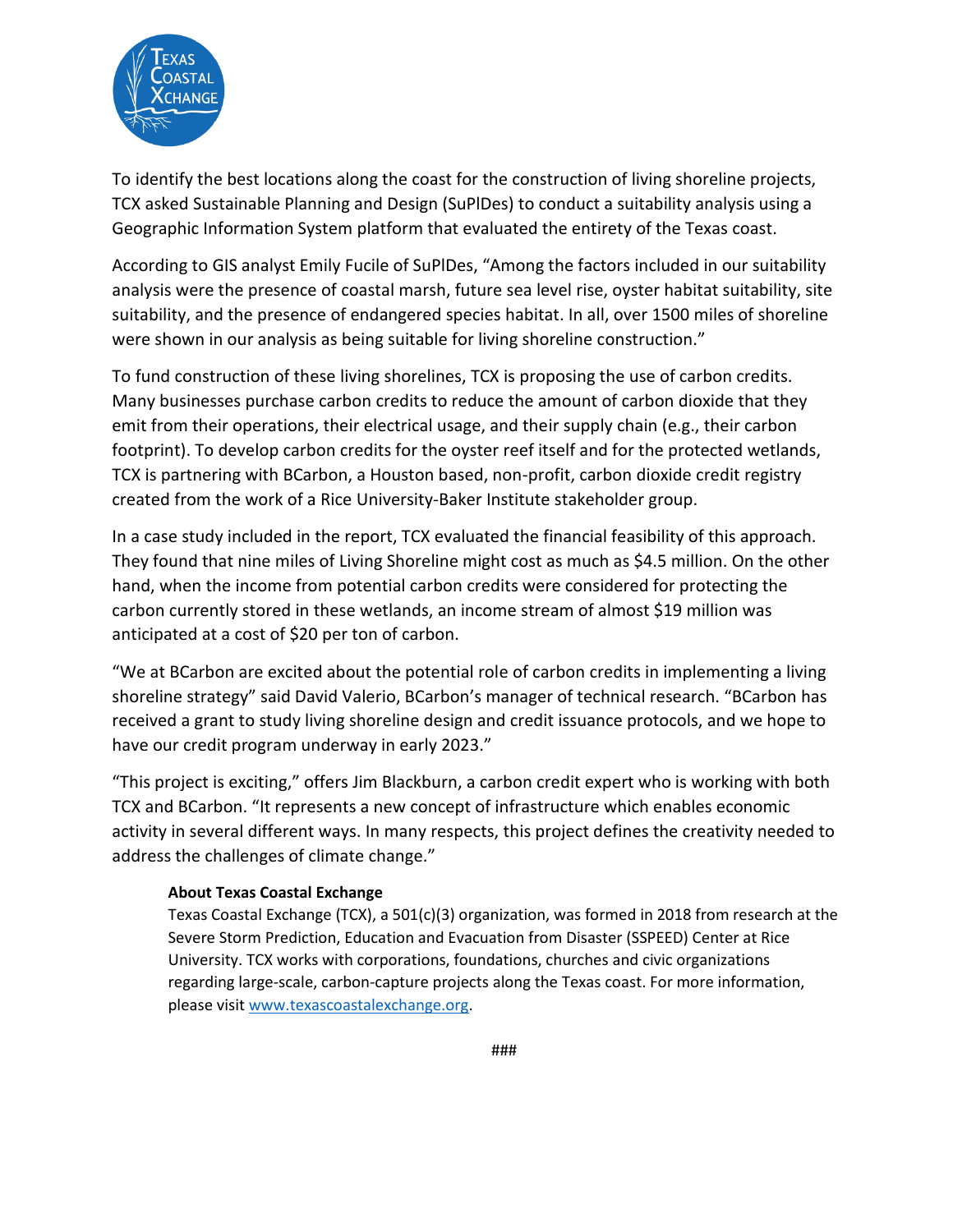To identify the best locations along the coast for the construction of living shoreline projects, TCX asked Sustainable Planning and Design (SuPlDes) to conduct a suitability analysis using a Geographic Information System platform that evaluated the entirety of the Texas coast.

According to GIS analyst Emily Fucile of SuPlDes, “Among the factors included in our suitability analysis were the presence of coastal marsh, future sea level rise, oyster habitat suitability, site suitability, and the presence of endangered species habitat. In all, over 1500 miles of shoreline were shown in our analysis as being suitable for living shoreline construction.”

To fund construction of these living shorelines, TCX is proposing the use of carbon credits. Many businesses purchase carbon credits to reduce the amount of carbon dioxide that they emit from their operations, their electrical usage, and their supply chain (e.g., their carbon footprint). To develop carbon credits for the oyster reef itself and for the protected wetlands, TCX is partnering with BCarbon, a Houston based, non-profit, carbon dioxide credit registry created from the work of a Rice University-Baker Institute stakeholder group.

In a case study included in the report, TCX evaluated the financial feasibility of this approach. They found that nine miles of Living Shoreline might cost as much as $4.5 million. On the other hand, when the income from potential carbon credits were considered for protecting the carbon currently stored in these wetlands, an income stream of almost $19 million was anticipated at a cost of $20 per ton of carbon.

“We at BCarbon are excited about the potential role of carbon credits in implementing a living shoreline strategy” said David Valerio, BCarbon’s manager of technical research. “BCarbon has received a grant to study living shoreline design and credit issuance protocols, and we hope to have our credit program underway in early 2023.”

“This project is exciting,” offers Jim Blackburn, a carbon credit expert who is working with both TCX and BCarbon. “It represents a new concept of infrastructure which enables economic activity in several different ways. In many respects, this project defines the creativity needed to address the challenges of climate change.”

**About Texas Coastal Exchange**

Texas Coastal Exchange (TCX), a 501(c)(3) organization, was formed in 2018 from research at the Severe Storm Prediction, Education and Evacuation from Disaster (SSPEED) Center at Rice University. TCX works with corporations, foundations, churches and civic organizations regarding large-scale, carbon-capture projects along the Texas coast. For more information, please visit www.texascoastalexchange.org.

###